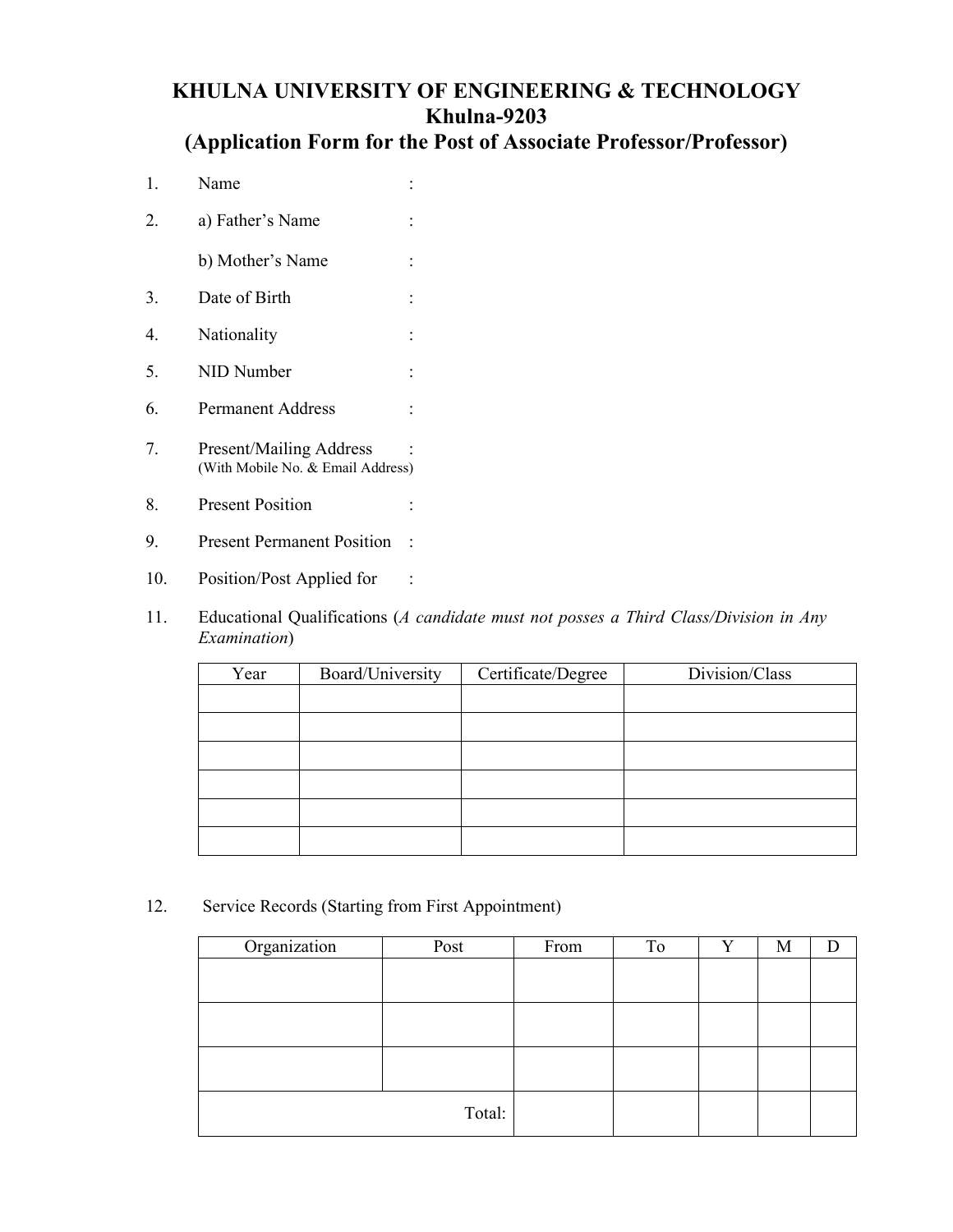# KHULNA UNIVERSITY OF ENGINEERING & TECHNOLOGY
## Khulna-9203
## (Application Form for the Post of Associate Professor/Professor)

1. Name :
2. a) Father's Name :

   b) Mother's Name :
3. Date of Birth :
4. Nationality :
5. NID Number :
6. Permanent Address :
7. Present/Mailing Address :
   (With Mobile No. & Email Address)
8. Present Position :
9. Present Permanent Position :
10. Position/Post Applied for :
11. Educational Qualifications (*A candidate must not posses a Third Class/Division in Any Examination*)

| Year | Board/University | Certificate/Degree | Division/Class |
|---|---|---|---|
| | | | |
| | | | |
| | | | |
| | | | |
| | | | |
| | | | |

12. Service Records (Starting from First Appointment)

| Organization | Post | From | To | Y | M | D |
|---|---|---|---|---|---|---|
| | | | | | | |
| | | | | | | |
| | | | | | | |
| | Total: | | | | | |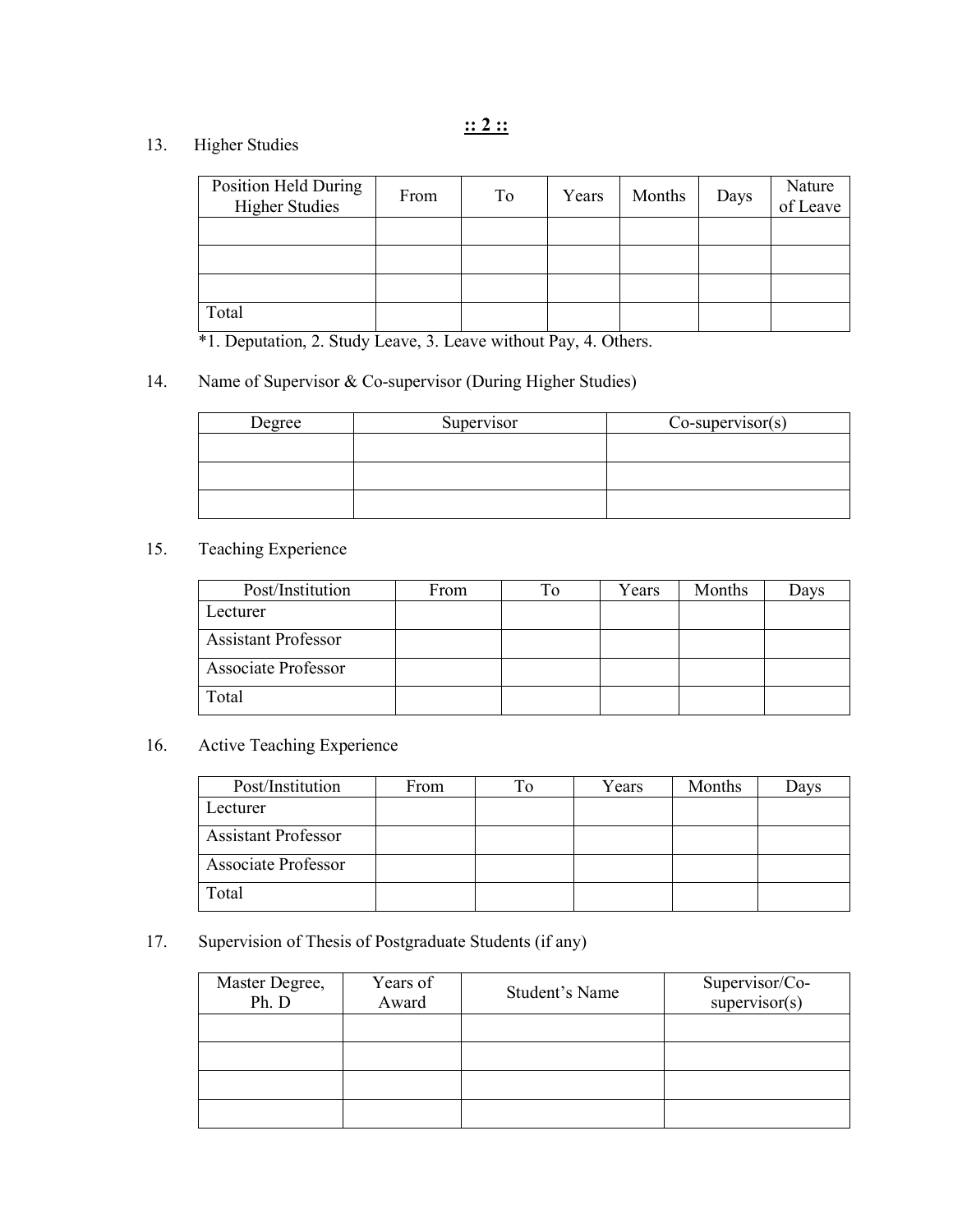13. Higher Studies

| Position Held During Higher Studies | From | To | Years | Months | Days | Nature of Leave |
|---|---|---|---|---|---|---|
| | | | | | | |
| | | | | | | |
| | | | | | | |
| Total | | | | | | |

*1. Deputation, 2. Study Leave, 3. Leave without Pay, 4. Others.

14. Name of Supervisor & Co-supervisor (During Higher Studies)

| Degree | Supervisor | Co-supervisor(s) |
|---|---|---|
| | | |
| | | |
| | | |

15. Teaching Experience

| Post/Institution | From | To | Years | Months | Days |
|---|---|---|---|---|---|
| Lecturer | | | | | |
| Assistant Professor | | | | | |
| Associate Professor | | | | | |
| Total | | | | | |

16. Active Teaching Experience

| Post/Institution | From | To | Years | Months | Days |
|---|---|---|---|---|---|
| Lecturer | | | | | |
| Assistant Professor | | | | | |
| Associate Professor | | | | | |
| Total | | | | | |

17. Supervision of Thesis of Postgraduate Students (if any)

| Master Degree, Ph. D | Years of Award | Student's Name | Supervisor/Co-supervisor(s) |
|---|---|---|---|
| | | | |
| | | | |
| | | | |
| | | | |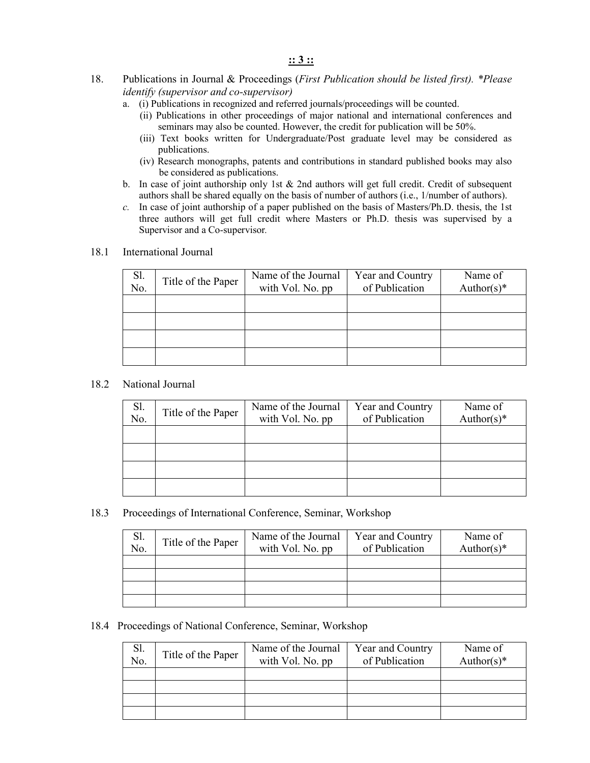18. Publications in Journal & Proceedings (*First Publication should be listed first). \*Please identify (supervisor and co-supervisor)*

a. (i) Publications in recognized and referred journals/proceedings will be counted.
   (ii) Publications in other proceedings of major national and international conferences and seminars may also be counted. However, the credit for publication will be 50%.
   (iii) Text books written for Undergraduate/Post graduate level may be considered as publications.
   (iv) Research monographs, patents and contributions in standard published books may also be considered as publications.

b. In case of joint authorship only 1st & 2nd authors will get full credit. Credit of subsequent authors shall be shared equally on the basis of number of authors (i.e., 1/number of authors).

*c.* In case of joint authorship of a paper published on the basis of Masters/Ph.D. thesis, the 1st three authors will get full credit where Masters or Ph.D. thesis was supervised by a Supervisor and a Co-supervisor.

18.1 International Journal

| Sl. No. | Title of the Paper | Name of the Journal with Vol. No. pp | Year and Country of Publication | Name of Author(s)* |
|---|---|---|---|---|
| | | | | |
| | | | | |
| | | | | |
| | | | | |

18.2 National Journal

| Sl. No. | Title of the Paper | Name of the Journal with Vol. No. pp | Year and Country of Publication | Name of Author(s)* |
|---|---|---|---|---|
| | | | | |
| | | | | |
| | | | | |
| | | | | |

18.3 Proceedings of International Conference, Seminar, Workshop

| Sl. No. | Title of the Paper | Name of the Journal with Vol. No. pp | Year and Country of Publication | Name of Author(s)* |
|---|---|---|---|---|
| | | | | |
| | | | | |
| | | | | |
| | | | | |

18.4 Proceedings of National Conference, Seminar, Workshop

| Sl. No. | Title of the Paper | Name of the Journal with Vol. No. pp | Year and Country of Publication | Name of Author(s)* |
|---|---|---|---|---|
| | | | | |
| | | | | |
| | | | | |
| | | | | |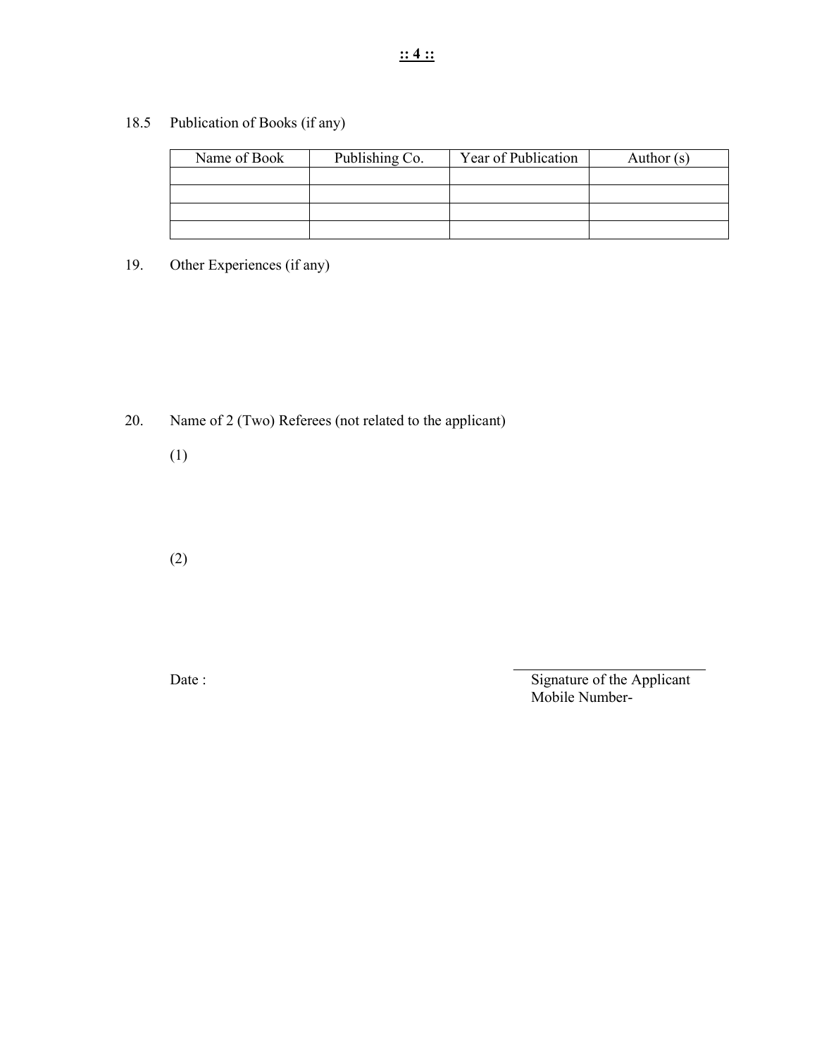18.5 Publication of Books (if any)

| Name of Book | Publishing Co. | Year of Publication | Author (s) |
|---|---|---|---|
| | | | |
| | | | |
| | | | |
| | | | |

19. Other Experiences (if any)

20. Name of 2 (Two) Referees (not related to the applicant)

(1)

(2)

Date :

Signature of the Applicant
Mobile Number-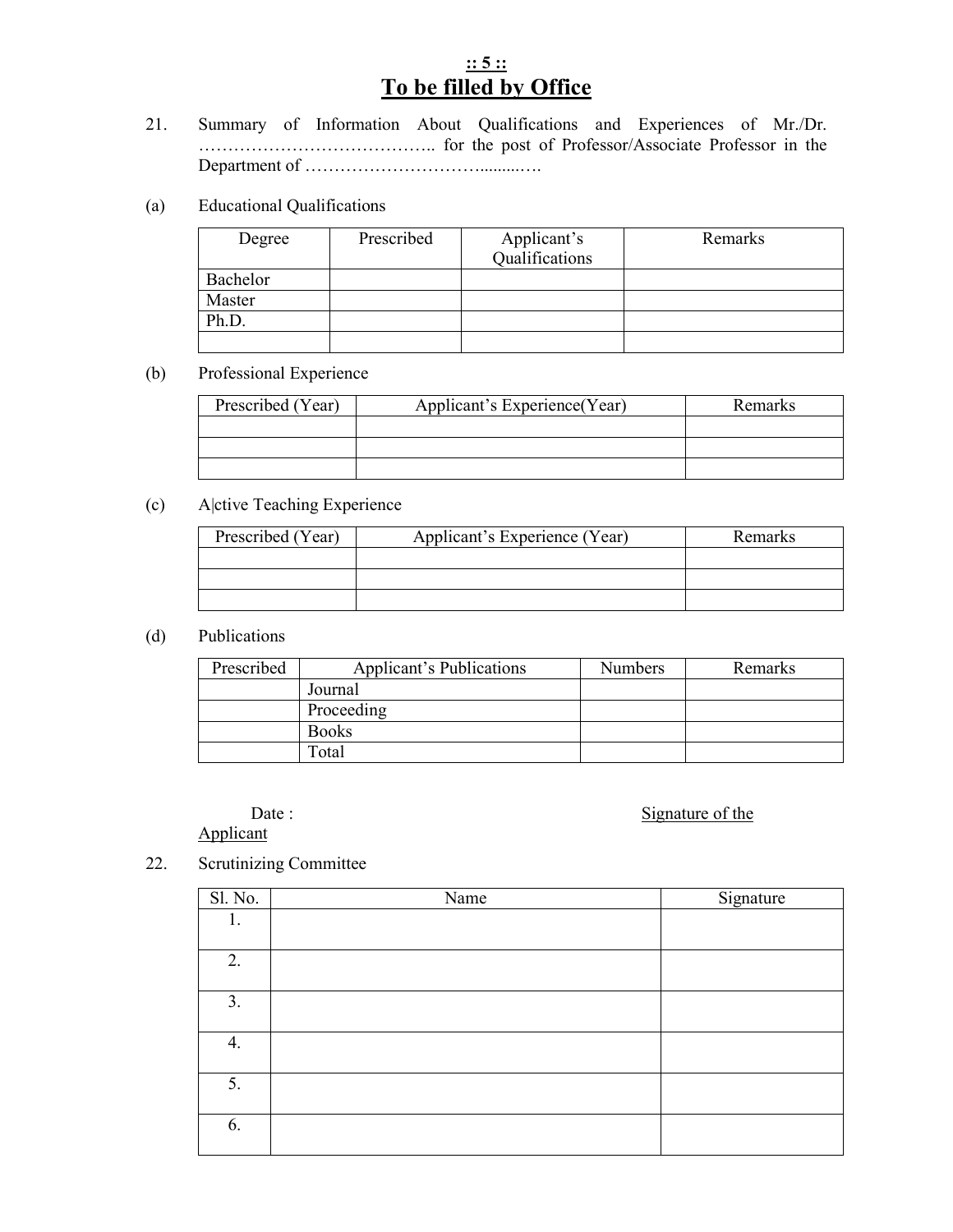:: 5 ::

# To be filled by Office

21. Summary of Information About Qualifications and Experiences of Mr./Dr. ………………………………….. for the post of Professor/Associate Professor in the Department of …………………………..........….

(a) Educational Qualifications

| Degree | Prescribed | Applicant's Qualifications | Remarks |
|---|---|---|---|
| Bachelor | | | |
| Master | | | |
| Ph.D. | | | |
| | | | |

(b) Professional Experience

| Prescribed (Year) | Applicant's Experience(Year) | Remarks |
|---|---|---|
| | | |
| | | |
| | | |

(c) A|ctive Teaching Experience

| Prescribed (Year) | Applicant's Experience (Year) | Remarks |
|---|---|---|
| | | |
| | | |
| | | |

(d) Publications

| Prescribed | Applicant's Publications | Numbers | Remarks |
|---|---|---|---|
| | Journal | | |
| | Proceeding | | |
| | Books | | |
| | Total | | |

Date : Signature of the Applicant

22. Scrutinizing Committee

| Sl. No. | Name | Signature |
|---|---|---|
| 1. | | |
| 2. | | |
| 3. | | |
| 4. | | |
| 5. | | |
| 6. | | |